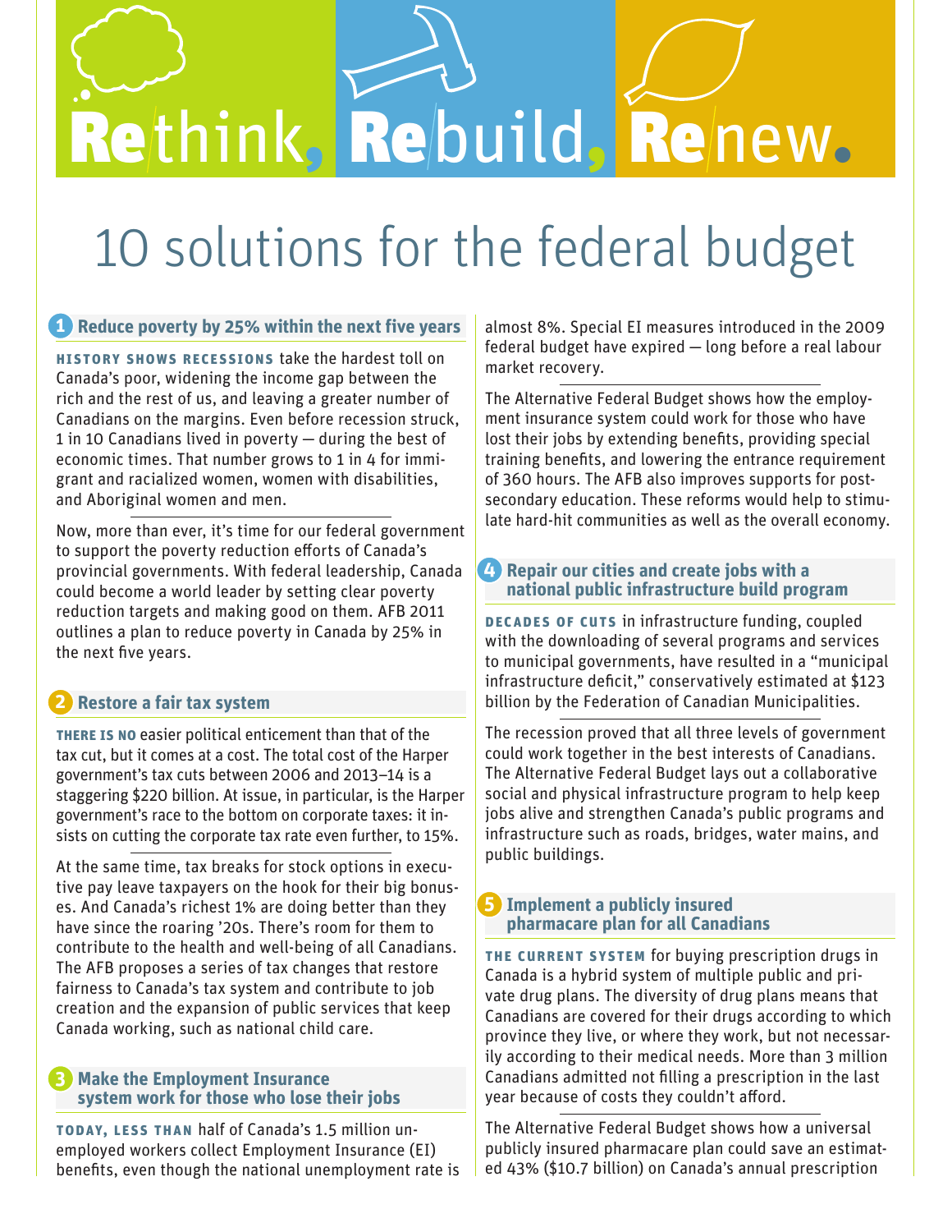# Rethink, Rebuild, Renew.

# 10 solutions for the federal budget

## 1 Reduce poverty by 25% within the next five years

**HISTORY SHOWS RECESSIONS** take the hardest toll on Canada's poor, widening the income gap between the rich and the rest of us, and leaving a greater number of Canadians on the margins. Even before recession struck, 1 in 10 Canadians lived in poverty — during the best of economic times. That number grows to 1 in 4 for immigrant and racialized women, women with disabilities, and Aboriginal women and men.

Now, more than ever, it's time for our federal government to support the poverty reduction efforts of Canada's provincial governments. With federal leadership, Canada could become a world leader by setting clear poverty reduction targets and making good on them. AFB 2011 outlines a plan to reduce poverty in Canada by 25% in the next five years.

## 2 Restore a fair tax system

**THERE IS NO** easier political enticement than that of the tax cut, but it comes at a cost. The total cost of the Harper government's tax cuts between 2006 and 2013–14 is a staggering $220 billion. At issue, in particular, is the Harper government's race to the bottom on corporate taxes: it insists on cutting the corporate tax rate even further, to 15%.

At the same time, tax breaks for stock options in executive pay leave taxpayers on the hook for their big bonuses. And Canada's richest 1% are doing better than they have since the roaring '20s. There's room for them to contribute to the health and well-being of all Canadians. The AFB proposes a series of tax changes that restore fairness to Canada's tax system and contribute to job creation and the expansion of public services that keep Canada working, such as national child care.

## 3 Make the Employment Insurance system work for those who lose their jobs

**TODAY, LESS THAN** half of Canada's 1.5 million unemployed workers collect Employment Insurance (EI) benefits, even though the national unemployment rate is almost 8%. Special EI measures introduced in the 2009 federal budget have expired — long before a real labour market recovery.

The Alternative Federal Budget shows how the employment insurance system could work for those who have lost their jobs by extending benefits, providing special training benefits, and lowering the entrance requirement of 360 hours. The AFB also improves supports for post-secondary education. These reforms would help to stimulate hard-hit communities as well as the overall economy.

## 4 Repair our cities and create jobs with a national public infrastructure build program

**DECADES OF CUTS** in infrastructure funding, coupled with the downloading of several programs and services to municipal governments, have resulted in a "municipal infrastructure deficit," conservatively estimated at $123 billion by the Federation of Canadian Municipalities.

The recession proved that all three levels of government could work together in the best interests of Canadians. The Alternative Federal Budget lays out a collaborative social and physical infrastructure program to help keep jobs alive and strengthen Canada's public programs and infrastructure such as roads, bridges, water mains, and public buildings.

## 5 Implement a publicly insured pharmacare plan for all Canadians

**THE CURRENT SYSTEM** for buying prescription drugs in Canada is a hybrid system of multiple public and private drug plans. The diversity of drug plans means that Canadians are covered for their drugs according to which province they live, or where they work, but not necessarily according to their medical needs. More than 3 million Canadians admitted not filling a prescription in the last year because of costs they couldn't afford.

The Alternative Federal Budget shows how a universal publicly insured pharmacare plan could save an estimated 43% ($10.7 billion) on Canada's annual prescription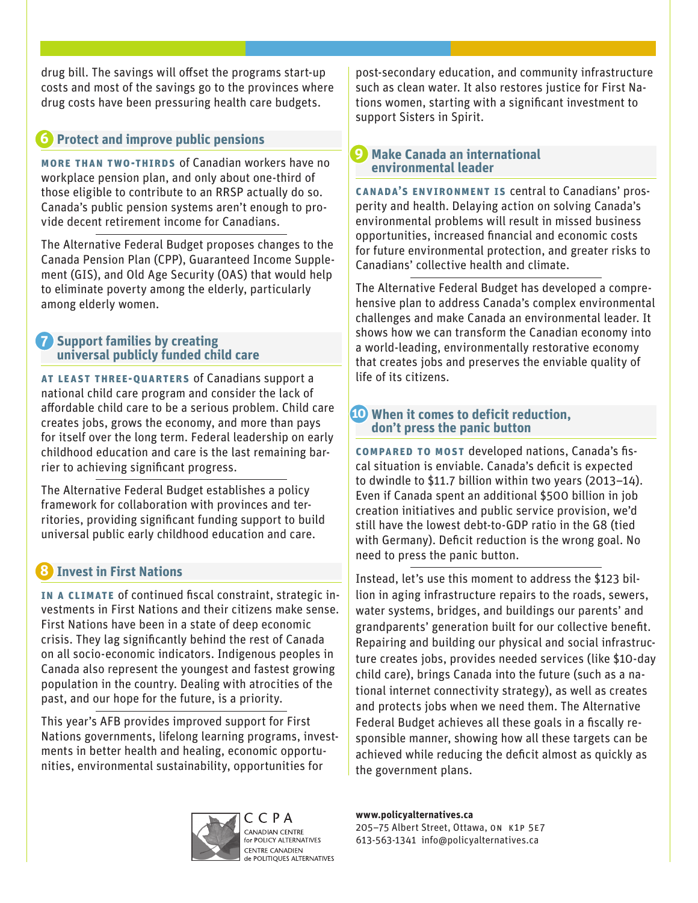drug bill. The savings will offset the programs start-up costs and most of the savings go to the provinces where drug costs have been pressuring health care budgets.

## 6 Protect and improve public pensions

**MORE THAN TWO-THIRDS** of Canadian workers have no workplace pension plan, and only about one-third of those eligible to contribute to an RRSP actually do so. Canada's public pension systems aren't enough to provide decent retirement income for Canadians.

The Alternative Federal Budget proposes changes to the Canada Pension Plan (CPP), Guaranteed Income Supplement (GIS), and Old Age Security (OAS) that would help to eliminate poverty among the elderly, particularly among elderly women.

## 7 Support families by creating universal publicly funded child care

**AT LEAST THREE-QUARTERS** of Canadians support a national child care program and consider the lack of affordable child care to be a serious problem. Child care creates jobs, grows the economy, and more than pays for itself over the long term. Federal leadership on early childhood education and care is the last remaining barrier to achieving significant progress.

The Alternative Federal Budget establishes a policy framework for collaboration with provinces and territories, providing significant funding support to build universal public early childhood education and care.

## 8 Invest in First Nations

**IN A CLIMATE** of continued fiscal constraint, strategic investments in First Nations and their citizens make sense. First Nations have been in a state of deep economic crisis. They lag significantly behind the rest of Canada on all socio-economic indicators. Indigenous peoples in Canada also represent the youngest and fastest growing population in the country. Dealing with atrocities of the past, and our hope for the future, is a priority.

This year's AFB provides improved support for First Nations governments, lifelong learning programs, investments in better health and healing, economic opportunities, environmental sustainability, opportunities for post-secondary education, and community infrastructure such as clean water. It also restores justice for First Nations women, starting with a significant investment to support Sisters in Spirit.

## 9 Make Canada an international environmental leader

**CANADA'S ENVIRONMENT IS** central to Canadians' prosperity and health. Delaying action on solving Canada's environmental problems will result in missed business opportunities, increased financial and economic costs for future environmental protection, and greater risks to Canadians' collective health and climate.

The Alternative Federal Budget has developed a comprehensive plan to address Canada's complex environmental challenges and make Canada an environmental leader. It shows how we can transform the Canadian economy into a world-leading, environmentally restorative economy that creates jobs and preserves the enviable quality of life of its citizens.

## 10 When it comes to deficit reduction, don't press the panic button

**COMPARED TO MOST** developed nations, Canada's fiscal situation is enviable. Canada's deficit is expected to dwindle to $11.7 billion within two years (2013–14). Even if Canada spent an additional $500 billion in job creation initiatives and public service provision, we'd still have the lowest debt-to-GDP ratio in the G8 (tied with Germany). Deficit reduction is the wrong goal. No need to press the panic button.

Instead, let's use this moment to address the $123 billion in aging infrastructure repairs to the roads, sewers, water systems, bridges, and buildings our parents' and grandparents' generation built for our collective benefit. Repairing and building our physical and social infrastructure creates jobs, provides needed services (like $10-day child care), brings Canada into the future (such as a national internet connectivity strategy), as well as creates and protects jobs when we need them. The Alternative Federal Budget achieves all these goals in a fiscally responsible manner, showing how all these targets can be achieved while reducing the deficit almost as quickly as the government plans.

CCPA
CANADIAN CENTRE for POLICY ALTERNATIVES
CENTRE CANADIEN de POLITIQUES ALTERNATIVES

**www.policyalternatives.ca**
205–75 Albert Street, Ottawa, ON K1P 5E7
613-563-1341 info@policyalternatives.ca